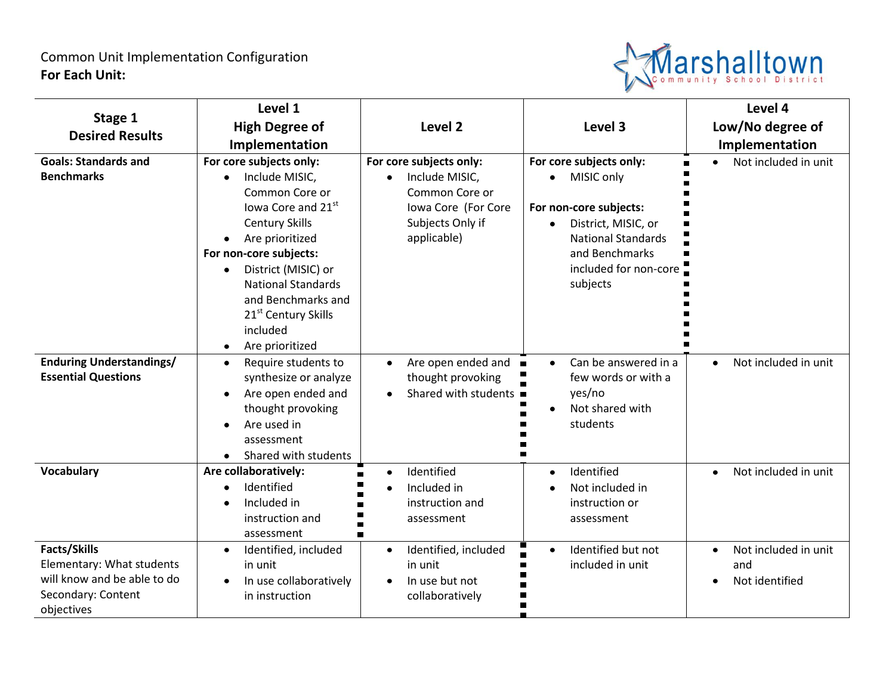Common Unit Implementation Configuration
**For Each Unit:**

Marshalltown Community School District

| Stage 1 Desired Results | Level 1 High Degree of Implementation | Level 2 | Level 3 | Level 4 Low/No degree of Implementation |
|---|---|---|---|---|
| **Goals: Standards and Benchmarks** | **For core subjects only:**<br>• Include MISIC, Common Core or Iowa Core and 21st Century Skills<br>• Are prioritized<br>**For non-core subjects:**<br>• District (MISIC) or National Standards and Benchmarks and 21st Century Skills included<br>• Are prioritized | **For core subjects only:**<br>• Include MISIC, Common Core or Iowa Core (For Core Subjects Only if applicable) | **For core subjects only:**<br>• MISIC only<br>**For non-core subjects:**<br>• District, MISIC, or National Standards and Benchmarks included for non-core subjects | • Not included in unit |
| **Enduring Understandings/ Essential Questions** | • Require students to synthesize or analyze<br>• Are open ended and thought provoking<br>• Are used in assessment<br>• Shared with students | • Are open ended and thought provoking<br>• Shared with students | • Can be answered in a few words or with a yes/no<br>• Not shared with students | • Not included in unit |
| **Vocabulary** | **Are collaboratively:**<br>• Identified<br>• Included in instruction and assessment | • Identified<br>• Included in instruction and assessment | • Identified<br>• Not included in instruction or assessment | • Not included in unit |
| **Facts/Skills**<br>Elementary: What students will know and be able to do<br>Secondary: Content objectives | • Identified, included in unit<br>• In use collaboratively in instruction | • Identified, included in unit<br>• In use but not collaboratively | • Identified but not included in unit | • Not included in unit and<br>• Not identified |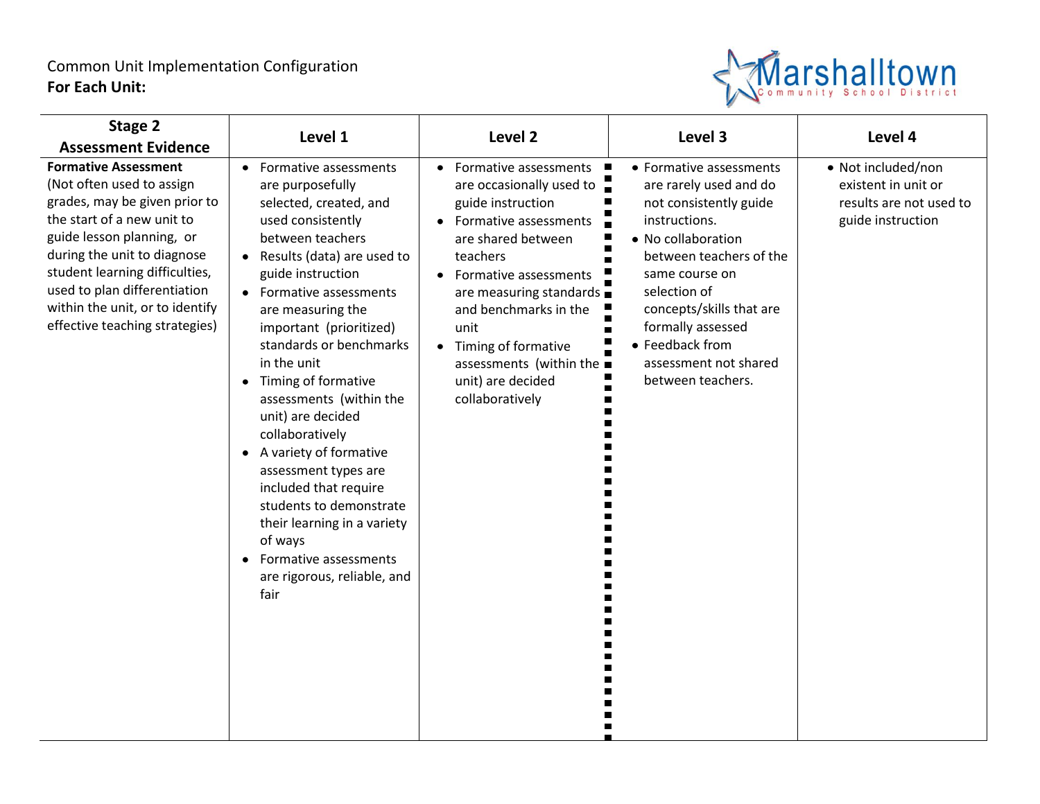Common Unit Implementation Configuration
**For Each Unit:**

| Stage 2 Assessment Evidence | Level 1 | Level 2 | Level 3 | Level 4 |
|---|---|---|---|---|
| **Formative Assessment** (Not often used to assign grades, may be given prior to the start of a new unit to guide lesson planning, or during the unit to diagnose student learning difficulties, used to plan differentiation within the unit, or to identify effective teaching strategies) | • Formative assessments are purposefully selected, created, and used consistently between teachers<br>• Results (data) are used to guide instruction<br>• Formative assessments are measuring the important (prioritized) standards or benchmarks in the unit<br>• Timing of formative assessments (within the unit) are decided collaboratively<br>• A variety of formative assessment types are included that require students to demonstrate their learning in a variety of ways<br>• Formative assessments are rigorous, reliable, and fair | • Formative assessments are occasionally used to guide instruction<br>• Formative assessments are shared between teachers<br>• Formative assessments are measuring standards and benchmarks in the unit<br>• Timing of formative assessments (within the unit) are decided collaboratively | • Formative assessments are rarely used and do not consistently guide instructions.<br>• No collaboration between teachers of the same course on selection of concepts/skills that are formally assessed<br>• Feedback from assessment not shared between teachers. | • Not included/non existent in unit or results are not used to guide instruction |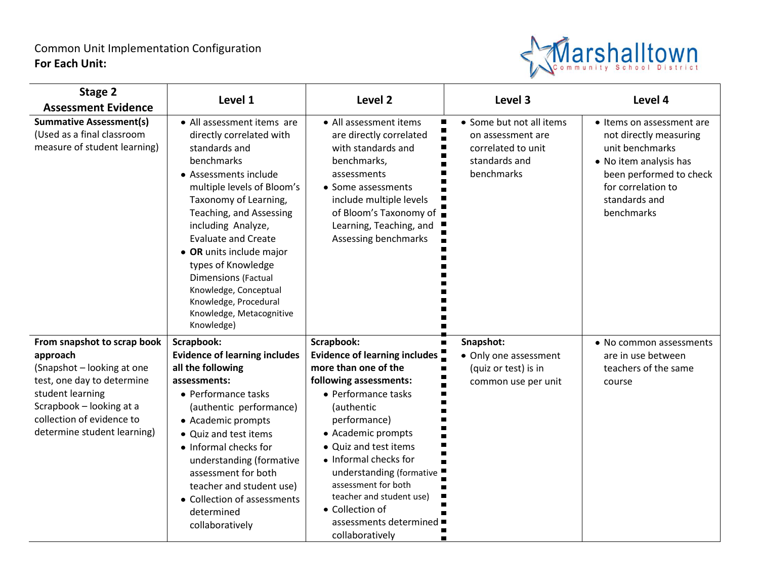Common Unit Implementation Configuration
**For Each Unit:**

| **Stage 2 Assessment Evidence** | **Level 1** | **Level 2** | **Level 3** | **Level 4** |
|---|---|---|---|---|
| **Summative Assessment(s)** (Used as a final classroom measure of student learning) | • All assessment items are directly correlated with standards and benchmarks<br>• Assessments include multiple levels of Bloom's Taxonomy of Learning, Teaching, and Assessing including Analyze, Evaluate and Create<br>• **OR** units include major types of Knowledge Dimensions (Factual Knowledge, Conceptual Knowledge, Procedural Knowledge, Metacognitive Knowledge) | • All assessment items are directly correlated with standards and benchmarks, assessments<br>• Some assessments include multiple levels of Bloom's Taxonomy of Learning, Teaching, and Assessing benchmarks | • Some but not all items on assessment are correlated to unit standards and benchmarks | • Items on assessment are not directly measuring unit benchmarks<br>• No item analysis has been performed to check for correlation to standards and benchmarks |
| **From snapshot to scrap book approach** (Snapshot – looking at one test, one day to determine student learning Scrapbook – looking at a collection of evidence to determine student learning) | **Scrapbook: Evidence of learning includes all the following assessments:**<br>• Performance tasks (authentic performance)<br>• Academic prompts<br>• Quiz and test items<br>• Informal checks for understanding (formative assessment for both teacher and student use)<br>• Collection of assessments determined collaboratively | **Scrapbook: Evidence of learning includes more than one of the following assessments:**<br>• Performance tasks (authentic performance)<br>• Academic prompts<br>• Quiz and test items<br>• Informal checks for understanding (formative assessment for both teacher and student use)<br>• Collection of assessments determined collaboratively | **Snapshot:**<br>• Only one assessment (quiz or test) is in common use per unit | • No common assessments are in use between teachers of the same course |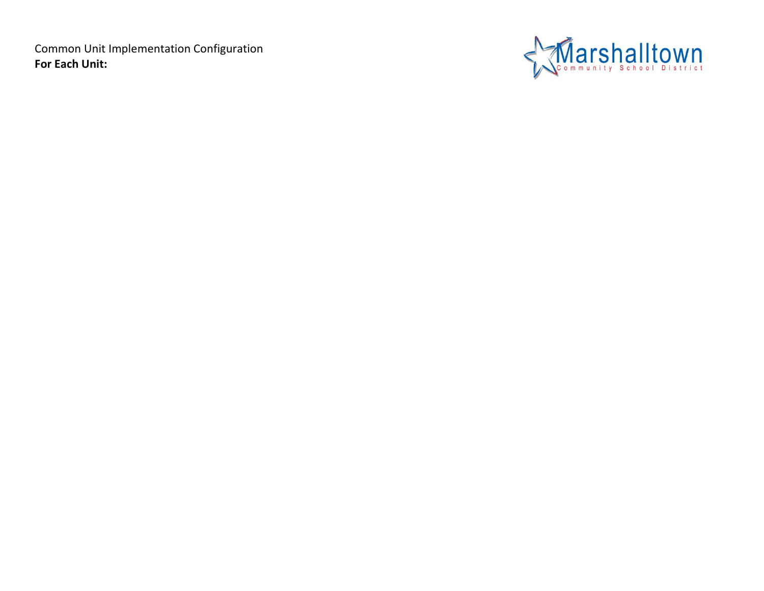Common Unit Implementation Configuration

**For Each Unit:**